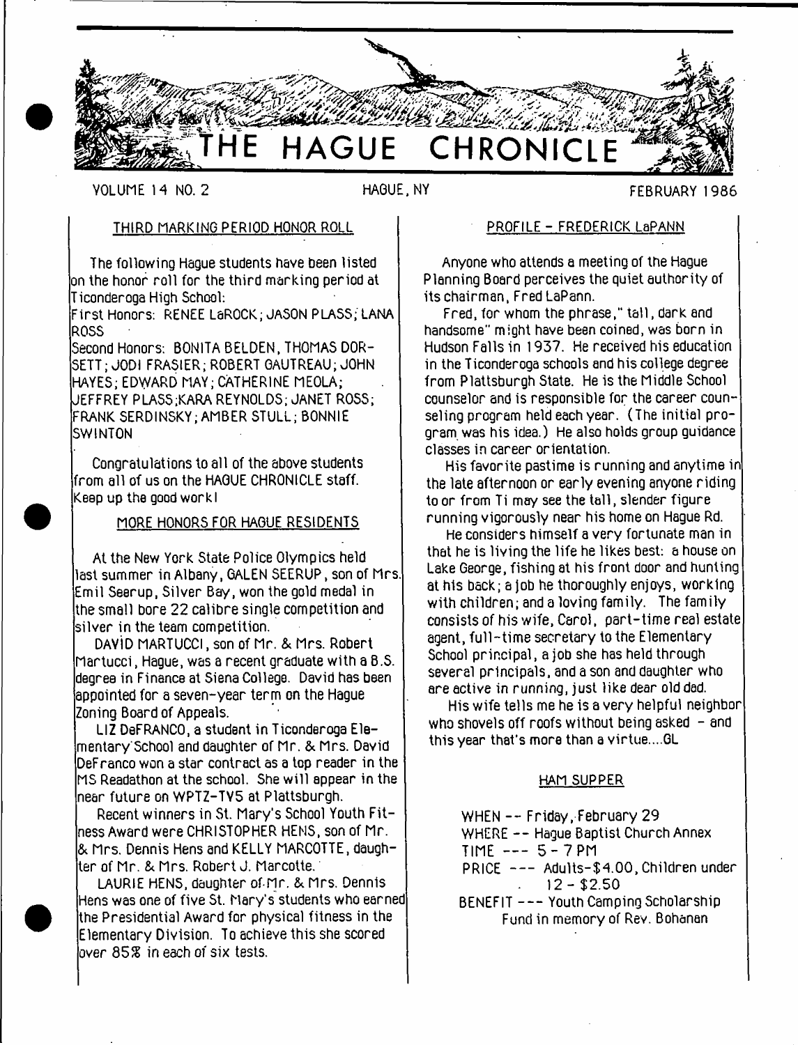# THE HAGUE CHRONICLE

VOLUME 14 NO. 2 HAGUE, NY FEBRUARY 1986

## THIRD MARKING PERIOD HONOR ROLL

The following Hague students have been listed on the honor roll for the third marking period at Ticonderoga High School:

First Honors: RENEE LaROCK; JASON PLASS; LANA ROSS

Second Honors: BONITA BELDEN, THOMAS DORSETT; JODI FRASIER; ROBERT GAUTREAU; JOHN HAYES; EDWARD MAY; CATHERINE MEOLA; JEFFREY PLASS; KARA REYNOLDS; JANET ROSS; FRANK SERDINSKY; AMBER STULL; BONNIE SWINTON

Congratulations to all of the above students from all of us on the HAGUE CHRONICLE staff. Keep up the good work!

## MORE HONORS FOR HAGUE RESIDENTS

At the New York State Police Olympics held last summer in Albany, GALEN SEERUP, son of Mrs. Emil Seerup, Silver Bay, won the gold medal in the small bore 22 calibre single competition and silver in the team competition.

DAVID MARTUCCI, son of Mr. & Mrs. Robert Martucci, Hague, was a recent graduate with a B.S. degree in Finance at Siena College. David has been appointed for a seven-year term on the Hague Zoning Board of Appeals.

LIZ DeFRANCO, a student in Ticonderoga Elementary School and daughter of Mr. & Mrs. David DeFranco won a star contract as a top reader in the MS Readathon at the school. She will appear in the near future on WPTZ-TV5 at Plattsburgh.

Recent winners in St. Mary's School Youth Fitness Award were CHRISTOPHER HENS, son of Mr. & Mrs. Dennis Hens and KELLY MARCOTTE, daughter of Mr. & Mrs. Robert J. Marcotte.

LAURIE HENS, daughter of Mr. & Mrs. Dennis Hens was one of five St. Mary's students who earned the Presidential Award for physical fitness in the Elementary Division. To achieve this she scored over 85% in each of six tests.

## PROFILE - FREDERICK LaPANN

Anyone who attends a meeting of the Hague Planning Board perceives the quiet authority of its chairman, Fred LaPann.

Fred, for whom the phrase," tall, dark and handsome" might have been coined, was born in Hudson Falls in 1937. He received his education in the Ticonderoga schools and his college degree from Plattsburgh State. He is the Middle School counselor and is responsible for the career counseling program held each year. (The initial program was his idea.) He also holds group guidance classes in career orientation.

His favorite pastime is running and anytime in the late afternoon or early evening anyone riding to or from Ti may see the tall, slender figure running vigorously near his home on Hague Rd.

He considers himself a very fortunate man in that he is living the life he likes best: a house on Lake George, fishing at his front door and hunting at his back; a job he thoroughly enjoys, working with children; and a loving family. The family consists of his wife, Carol, part-time real estate agent, full-time secretary to the Elementary School principal, a job she has held through several principals, and a son and daughter who are active in running, just like dear old dad.

His wife tells me he is a very helpful neighbor who shovels off roofs without being asked - and this year that's more than a virtue....GL

## HAM SUPPER

WHEN -- Friday, February 29
WHERE -- Hague Baptist Church Annex
TIME --- 5 - 7 PM
PRICE --- Adults-$4.00, Children under 12 - $2.50
BENEFIT --- Youth Camping Scholarship Fund in memory of Rev. Bohanan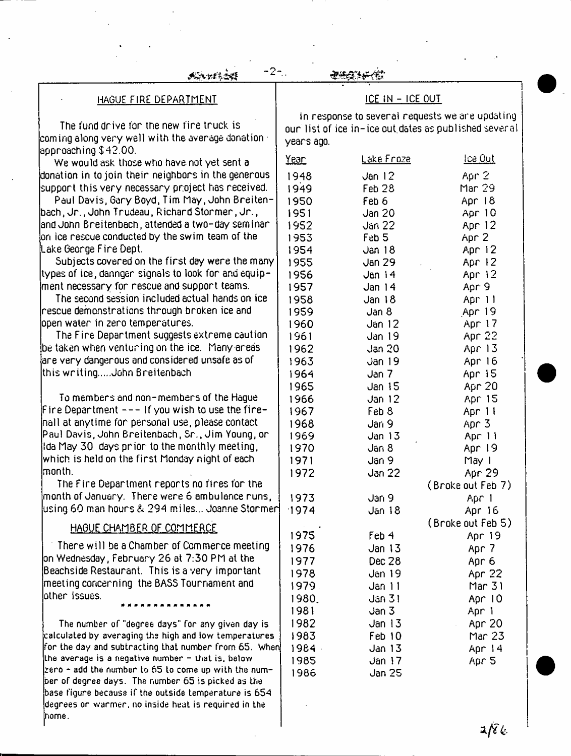## HAGUE FIRE DEPARTMENT

The fund drive for the new fire truck is coming along very well with the average donation approaching $42.00.

We would ask those who have not yet sent a donation in to join their neighbors in the generous support this very necessary project has received.

Paul Davis, Gary Boyd, Tim May, John Breitenbach, Jr., John Trudeau, Richard Stormer, Jr., and John Breitenbach, attended a two-day seminar on ice rescue conducted by the swim team of the Lake George Fire Dept.

Subjects covered on the first day were the many types of ice, dannger signals to look for and equipment necessary for rescue and support teams.

The second session included actual hands on ice rescue demonstrations through broken ice and open water in zero temperatures.

The Fire Department suggests extreme caution be taken when venturing on the ice. Many areas are very dangerous and considered unsafe as of this writing.....John Breitenbach

To members and non-members of the Hague Fire Department --- If you wish to use the firehall at anytime for personal use, please contact Paul Davis, John Breitenbach, Sr., Jim Young, or Ida May 30 days prior to the monthly meeting, which is held on the first Monday night of each month.

The Fire Department reports no fires for the month of January. There were 6 ambulance runs, using 60 man hours & 294 miles... Joanne Stormer

## HAGUE CHAMBER OF COMMERCE

There will be a Chamber of Commerce meeting on Wednesday, February 26 at 7:30 PM at the Beachside Restaurant. This is a very important meeting concerning the BASS Tournament and other issues.

\* \* \* \* \* \* \* \* \* \* \* \* \* \*

The number of "degree days" for any given day is calculated by averaging the high and low temperatures for the day and subtracting that number from 65. When the average is a negative number - that is, below zero - add the number to 65 to come up with the number of degree days. The number 65 is picked as the base figure because if the outside temperature is 654 degrees or warmer, no inside heat is required in the home.

## ICE IN - ICE OUT

In response to several requests we are updating our list of ice in-ice out dates as published several years ago.

| Year | Lake Froze | Ice Out |
|---|---|---|
| 1948 | Jan 12 | Apr 2 |
| 1949 | Feb 28 | Mar 29 |
| 1950 | Feb 6 | Apr 18 |
| 1951 | Jan 20 | Apr 10 |
| 1952 | Jan 22 | Apr 12 |
| 1953 | Feb 5 | Apr 2 |
| 1954 | Jan 18 | Apr 12 |
| 1955 | Jan 29 | Apr 12 |
| 1956 | Jan 14 | Apr 12 |
| 1957 | Jan 14 | Apr 9 |
| 1958 | Jan 18 | Apr 11 |
| 1959 | Jan 8 | Apr 19 |
| 1960 | Jan 12 | Apr 17 |
| 1961 | Jan 19 | Apr 22 |
| 1962 | Jan 20 | Apr 13 |
| 1963 | Jan 19 | Apr 16 |
| 1964 | Jan 7 | Apr 15 |
| 1965 | Jan 15 | Apr 20 |
| 1966 | Jan 12 | Apr 15 |
| 1967 | Feb 8 | Apr 11 |
| 1968 | Jan 9 | Apr 3 |
| 1969 | Jan 13 | Apr 11 |
| 1970 | Jan 8 | Apr 19 |
| 1971 | Jan 9 | May 1 |
| 1972 | Jan 22 | Apr 29 (Broke out Feb 7) |
| 1973 | Jan 9 | Apr 1 |
| 1974 | Jan 18 | Apr 16 (Broke out Feb 5) |
| 1975 | Feb 4 | Apr 19 |
| 1976 | Jan 13 | Apr 7 |
| 1977 | Dec 28 | Apr 6 |
| 1978 | Jan 19 | Apr 22 |
| 1979 | Jan 11 | Mar 31 |
| 1980 | Jan 31 | Apr 10 |
| 1981 | Jan 3 | Apr 1 |
| 1982 | Jan 13 | Apr 20 |
| 1983 | Feb 10 | Mar 23 |
| 1984 | Jan 13 | Apr 14 |
| 1985 | Jan 17 | Apr 5 |
| 1986 | Jan 25 | |

2/86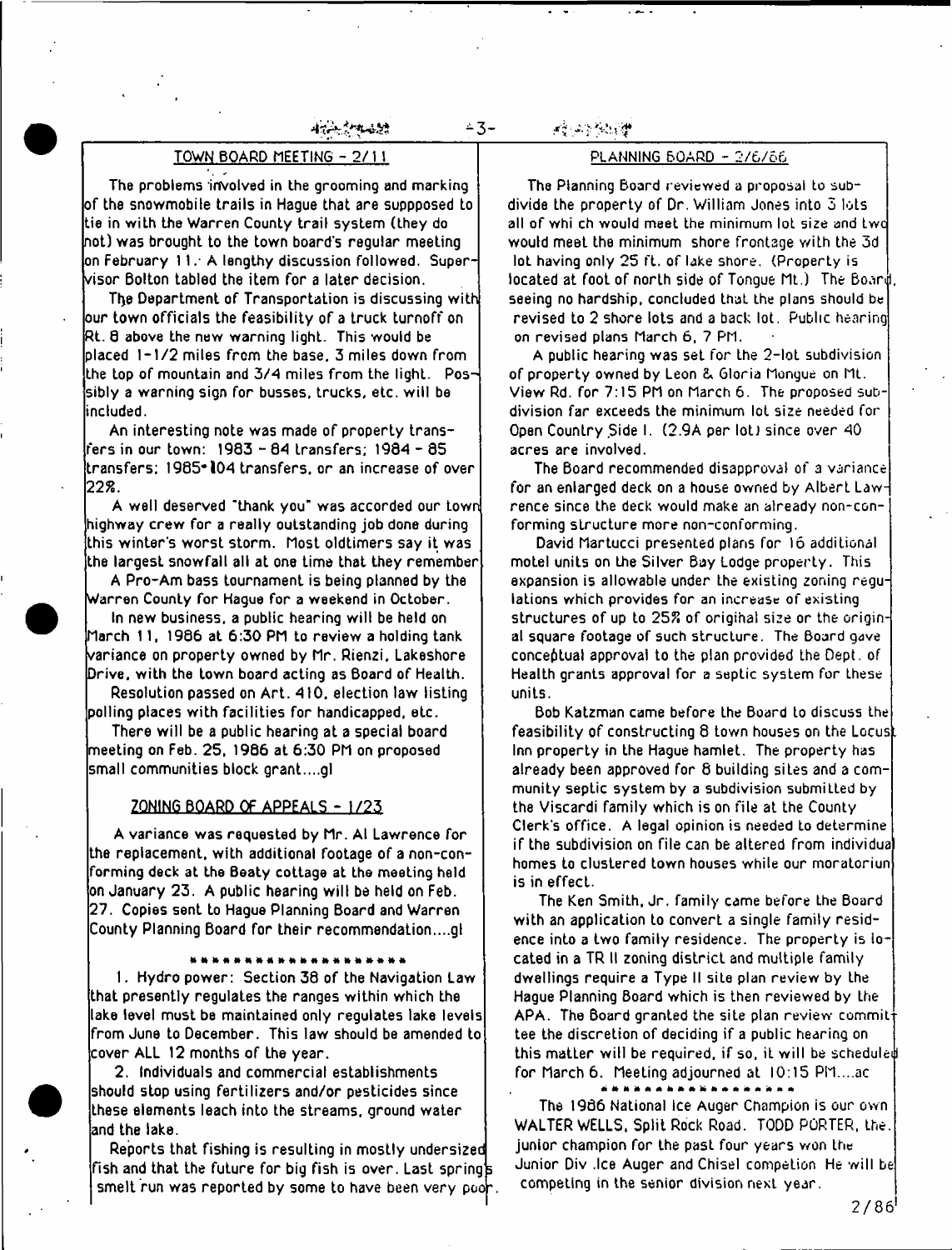## TOWN BOARD MEETING - 2/11

The problems involved in the grooming and marking of the snowmobile trails in Hague that are suppposed to tie in with the Warren County trail system (they do not) was brought to the town board's regular meeting on February 11. A lengthy discussion followed. Supervisor Bolton tabled the item for a later decision.

The Department of Transportation is discussing with our town officials the feasibility of a truck turnoff on Rt. 8 above the new warning light. This would be placed 1-1/2 miles from the base, 3 miles down from the top of mountain and 3/4 miles from the light. Possibly a warning sign for busses, trucks, etc. will be included.

An interesting note was made of property transfers in our town: 1983 - 84 transfers; 1984 - 85 transfers; 1985-104 transfers, or an increase of over 22%.

A well deserved "thank you" was accorded our town highway crew for a really outstanding job done during this winter's worst storm. Most oldtimers say it was the largest snowfall all at one time that they remember.

A Pro-Am bass tournament is being planned by the Warren County for Hague for a weekend in October.

In new business, a public hearing will be held on March 11, 1986 at 6:30 PM to review a holding tank variance on property owned by Mr. Rienzi, Lakeshore Drive, with the town board acting as Board of Health.

Resolution passed on Art. 410, election law listing polling places with facilities for handicapped, etc.

There will be a public hearing at a special board meeting on Feb. 25, 1986 at 6:30 PM on proposed small communities block grant....gl

## ZONING BOARD OF APPEALS - 1/23

A variance was requested by Mr. Al Lawrence for the replacement, with additional footage of a non-conforming deck at the Beaty cottage at the meeting held on January 23. A public hearing will be held on Feb. 27. Copies sent to Hague Planning Board and Warren County Planning Board for their recommendation....gl

*******************

1. Hydro power: Section 38 of the Navigation Law that presently regulates the ranges within which the lake level must be maintained only regulates lake levels from June to December. This law should be amended to cover ALL 12 months of the year.

2. Individuals and commercial establishments should stop using fertilizers and/or pesticides since these elements leach into the streams, ground water and the lake.

Reports that fishing is resulting in mostly undersized fish and that the future for big fish is over. Last springs smelt run was reported by some to have been very poor.

## PLANNING BOARD - 2/6/86

The Planning Board reviewed a proposal to subdivide the property of Dr. William Jones into 3 lots all of which would meet the minimum lot size and two would meet the minimum shore frontage with the 3d lot having only 25 ft. of lake shore. (Property is located at foot of north side of Tongue Mt.) The Board, seeing no hardship, concluded that the plans should be revised to 2 shore lots and a back lot. Public hearing on revised plans March 6, 7 PM.

A public hearing was set for the 2-lot subdivision of property owned by Leon & Gloria Mongue on Mt. View Rd. for 7:15 PM on March 6. The proposed subdivision far exceeds the minimum lot size needed for Open Country Side I. (2.9A per lot) since over 40 acres are involved.

The Board recommended disapproval of a variance for an enlarged deck on a house owned by Albert Lawrence since the deck would make an already non-conforming structure more non-conforming.

David Martucci presented plans for 16 additional motel units on the Silver Bay Lodge property. This expansion is allowable under the existing zoning regulations which provides for an increase of existing structures of up to 25% of original size or the original square footage of such structure. The Board gave conceptual approval to the plan provided the Dept. of Health grants approval for a septic system for these units.

Bob Katzman came before the Board to discuss the feasibility of constructing 8 town houses on the Locust Inn property in the Hague hamlet. The property has already been approved for 8 building sites and a community septic system by a subdivision submitted by the Viscardi family which is on file at the County Clerk's office. A legal opinion is needed to determine if the subdivision on file can be altered from individual homes to clustered town houses while our moratorium is in effect.

The Ken Smith, Jr. family came before the Board with an application to convert a single family residence into a two family residence. The property is located in a TR II zoning district and multiple family dwellings require a Type II site plan review by the Hague Planning Board which is then reviewed by the APA. The Board granted the site plan review committee the discretion of deciding if a public hearing on this matter will be required, if so, it will be scheduled for March 6. Meeting adjourned at 10:15 PM....ac

*****************

The 1986 National Ice Auger Champion is our own WALTER WELLS, Split Rock Road. TODD PORTER, the junior champion for the past four years won the Junior Div .Ice Auger and Chisel competion He will be competing in the senior division next year.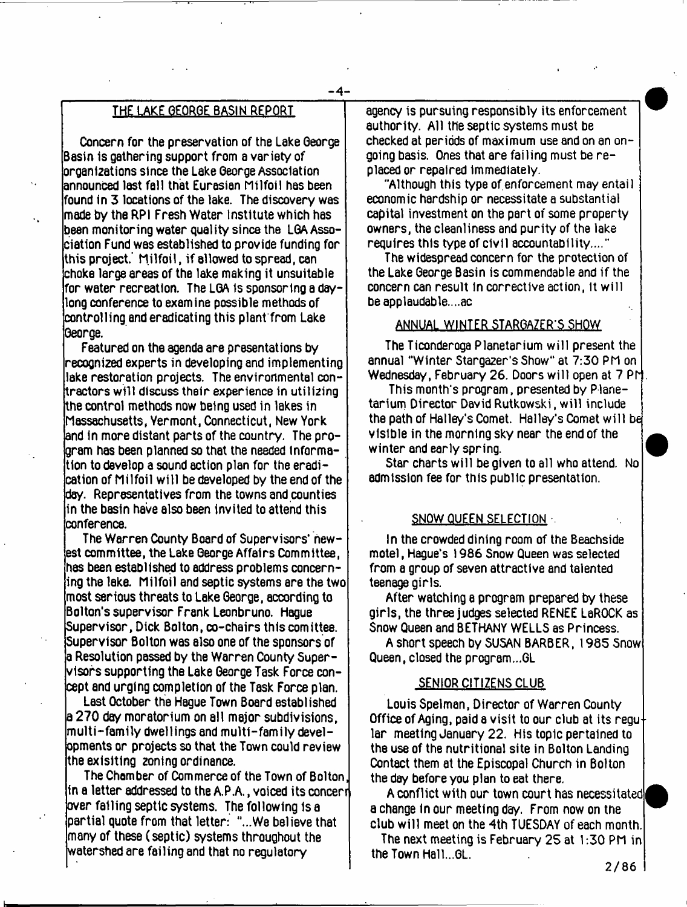## THE LAKE GEORGE BASIN REPORT

Concern for the preservation of the Lake George Basin is gathering support from a variety of organizations since the Lake George Association announced last fall that Eurasian Milfoil has been found in 3 locations of the lake. The discovery was made by the RPI Fresh Water Institute which has been monitoring water quality since the LGA Association Fund was established to provide funding for this project. Milfoil, if allowed to spread, can choke large areas of the lake making it unsuitable for water recreation. The LGA is sponsoring a day-long conference to examine possible methods of controlling and eradicating this plant from Lake George.

Featured on the agenda are presentations by recognized experts in developing and implementing lake restoration projects. The environmental contractors will discuss their experience in utilizing the control methods now being used in lakes in Massachusetts, Vermont, Connecticut, New York and in more distant parts of the country. The program has been planned so that the needed information to develop a sound action plan for the eradication of Milfoil will be developed by the end of the day. Representatives from the towns and counties in the basin have also been invited to attend this conference.

The Warren County Board of Supervisors' newest committee, the Lake George Affairs Committee, has been established to address problems concerning the lake. Milfoil and septic systems are the two most serious threats to Lake George, according to Bolton's supervisor Frank Leonbruno. Hague Supervisor, Dick Bolton, co-chairs this comittee. Supervisor Bolton was also one of the sponsors of a Resolution passed by the Warren County Supervisors supporting the Lake George Task Force concept and urging completion of the Task Force plan.

Last October the Hague Town Board established a 270 day moratorium on all major subdivisions, multi-family dwellings and multi-family developments or projects so that the Town could review the exisiting zoning ordinance.

The Chamber of Commerce of the Town of Bolton, in a letter addressed to the A.P.A., voiced its concern over failing septic systems. The following is a partial quote from that letter: "...We believe that many of these (septic) systems throughout the watershed are failing and that no regulatory agency is pursuing responsibly its enforcement authority. All the septic systems must be checked at periods of maximum use and on an ongoing basis. Ones that are failing must be replaced or repaired immediately.

"Although this type of enforcement may entail economic hardship or necessitate a substantial capital investment on the part of some property owners, the cleanliness and purity of the lake requires this type of civil accountability...."

The widespread concern for the protection of the Lake George Basin is commendable and if the concern can result in corrective action, it will be applaudable....ac

## ANNUAL WINTER STARGAZER'S SHOW

The Ticonderoga Planetarium will present the annual "Winter Stargazer's Show" at 7:30 PM on Wednesday, February 26. Doors will open at 7 PM.

This month's program, presented by Planetarium Director David Rutkowski, will include the path of Halley's Comet. Halley's Comet will be visible in the morning sky near the end of the winter and early spring.

Star charts will be given to all who attend. No admission fee for this public presentation.

## SNOW QUEEN SELECTION

In the crowded dining room of the Beachside motel, Hague's 1986 Snow Queen was selected from a group of seven attractive and talented teenage girls.

After watching a program prepared by these girls, the three judges selected RENEE LaROCK as Snow Queen and BETHANY WELLS as Princess.

A short speech by SUSAN BARBER, 1985 Snow Queen, closed the program...GL

## SENIOR CITIZENS CLUB

Louis Spelman, Director of Warren County Office of Aging, paid a visit to our club at its regular meeting January 22. His topic pertained to the use of the nutritional site in Bolton Landing Contact them at the Episcopal Church in Bolton the day before you plan to eat there.

A conflict with our town court has necessitated a change in our meeting day. From now on the club will meet on the 4th TUESDAY of each month.

The next meeting is February 25 at 1:30 PM in the Town Hall...GL.

2/86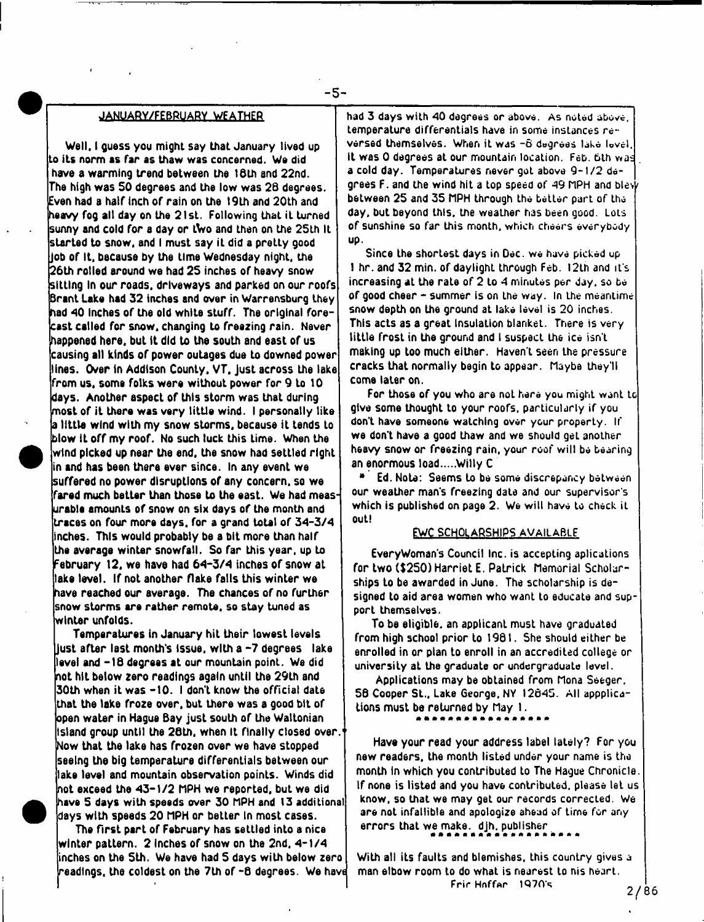## JANUARY/FEBRUARY WEATHER

Well, I guess you might say that January lived up to its norm as far as thaw was concerned. We did have a warming trend between the 18th and 22nd. The high was 50 degrees and the low was 28 degrees. Even had a half inch of rain on the 19th and 20th and heavy fog all day on the 21st. Following that it turned sunny and cold for a day or two and then on the 25th it started to snow, and I must say it did a pretty good job of it, because by the time Wednesday night, the 26th rolled around we had 25 inches of heavy snow sitting in our roads, driveways and parked on our roofs. Brant Lake had 32 inches and over in Warrensburg they had 40 inches of the old white stuff. The original forecast called for snow, changing to freezing rain. Never happened here, but it did to the south and east of us causing all kinds of power outages due to downed power lines. Over in Addison County, VT, just across the lake from us, some folks were without power for 9 to 10 days. Another aspect of this storm was that during most of it there was very little wind. I personally like a little wind with my snow storms, because it tends to blow it off my roof. No such luck this time. When the wind picked up near the end, the snow had settled right in and has been there ever since. In any event we suffered no power disruptions of any concern, so we fared much better than those to the east. We had measurable amounts of snow on six days of the month and traces on four more days, for a grand total of 34-3/4 inches. This would probably be a bit more than half the average winter snowfall. So far this year, up to February 12, we have had 64-3/4 inches of snow at lake level. If not another flake falls this winter we have reached our average. The chances of no further snow storms are rather remote, so stay tuned as winter unfolds.

Temperatures in January hit their lowest levels just after last month's issue, with a -7 degrees lake level and -18 degrees at our mountain point. We did not hit below zero readings again until the 29th and 30th when it was -10. I don't know the official date that the lake froze over, but there was a good bit of open water in Hague Bay just south of the Waltonian island group until the 28th, when it finally closed over.* Now that the lake has frozen over we have stopped seeing the big temperature differentials between our lake level and mountain observation points. Winds did not exceed the 43-1/2 MPH we reported, but we did have 5 days with speeds over 30 MPH and 13 additional days with speeds 20 MPH or better in most cases.

The first part of February has settled into a nice winter pattern. 2 inches of snow on the 2nd, 4-1/4 inches on the 5th. We have had 5 days with below zero readings, the coldest on the 7th of -8 degrees. We have had 3 days with 40 degrees or above. As noted above, temperature differentials have in some instances reversed themselves. When it was -6 degrees lake level, it was 0 degrees at our mountain location. Feb. 6th was a cold day. Temperatures never got above 9-1/2 degrees F. and the wind hit a top speed of 49 MPH and blew between 25 and 35 MPH through the better part of the day, but beyond this, the weather has been good. Lots of sunshine so far this month, which cheers everybody up.

Since the shortest days in Dec. we have picked up 1 hr. and 32 min. of daylight through Feb. 12th and it's increasing at the rate of 2 to 4 minutes per day, so be of good cheer - summer is on the way. In the meantime snow depth on the ground at lake level is 20 inches. This acts as a great insulation blanket. There is very little frost in the ground and I suspect the ice isn't making up too much either. Haven't seen the pressure cracks that normally begin to appear. Maybe they'll come later on.

For those of you who are not here you might want to give some thought to your roofs, particularly if you don't have someone watching over your property. If we don't have a good thaw and we should get another heavy snow or freezing rain, your roof will be bearing an enormous load.....Willy C

* Ed. Note: Seems to be some discrepancy between our weather man's freezing date and our supervisor's which is published on page 2. We will have to check it out!

## EWC SCHOLARSHIPS AVAILABLE

EveryWoman's Council Inc. is accepting aplications for two ($250) Harriet E. Patrick Memorial Scholarships to be awarded in June. The scholarship is designed to aid area women who want to educate and support themselves.

To be eligible, an applicant must have graduated from high school prior to 1981. She should either be enrolled in or plan to enroll in an accredited college or university at the graduate or undergraduate level.

Applications may be obtained from Mona Seeger, 58 Cooper St., Lake George, NY 12845. All appplications must be returned by May 1.

\*\*\*\*\*\*\*\*\*\*\*\*\*\*\*\*

Have your read your address label lately? For you new readers, the month listed under your name is the month in which you contributed to The Hague Chronicle. If none is listed and you have contributed, please let us know, so that we may get our records corrected. We are not infallible and apologize ahead of time for any errors that we make. djh, publisher

\*\*\*\*\*\*\*\*\*\*\*\*\*\*\*\*\*\*

With all its faults and blemishes, this country gives a man elbow room to do what is nearest to his heart.
Eric Hoffer 1970's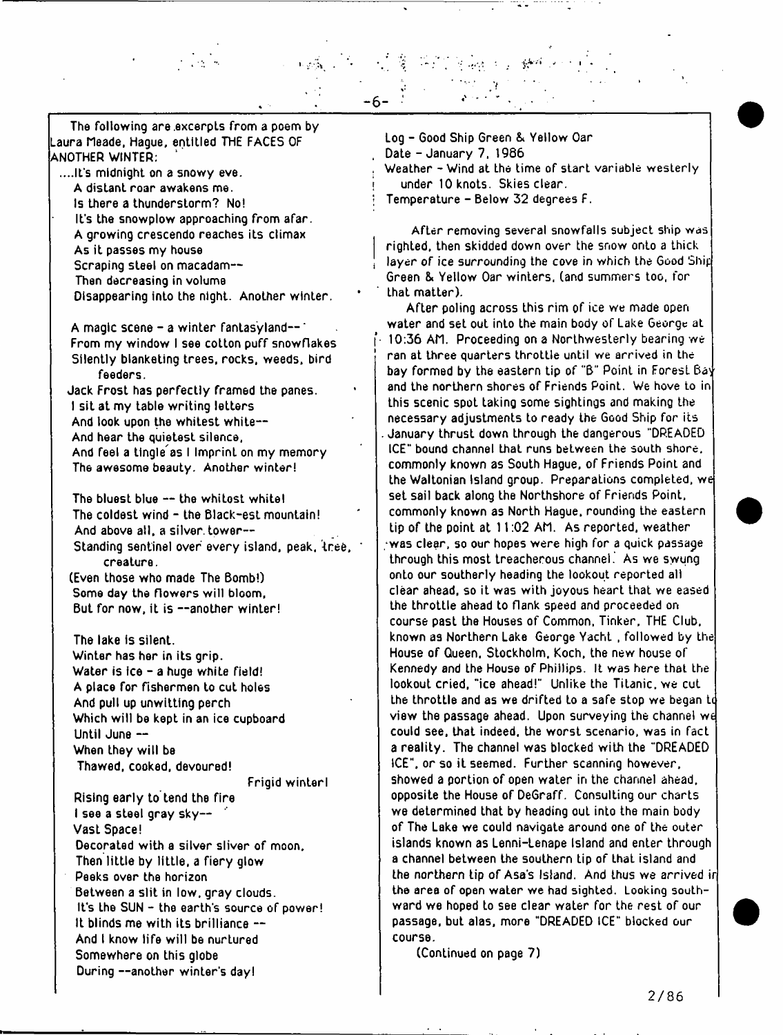The following are excerpts from a poem by Laura Meade, Hague, entitled THE FACES OF ANOTHER WINTER:

....It's midnight on a snowy eve.
A distant roar awakens me.
Is there a thunderstorm? No!
It's the snowplow approaching from afar.
A growing crescendo reaches its climax
As it passes my house
Scraping steel on macadam--
Then decreasing in volume
Disappearing into the night. Another winter.

A magic scene - a winter fantasyland--
From my window I see cotton puff snowflakes
Silently blanketing trees, rocks, weeds, bird feeders.
Jack Frost has perfectly framed the panes.
I sit at my table writing letters
And look upon the whitest white--
And hear the quietest silence,
And feel a tingle as I imprint on my memory
The awesome beauty. Another winter!

The bluest blue -- the whitest white!
The coldest wind - the Black-est mountain!
And above all, a silver tower--
Standing sentinel over every island, peak, tree, creature.
(Even those who made The Bomb!)
Some day the flowers will bloom,
But for now, it is --another winter!

The lake is silent.
Winter has her in its grip.
Water is ice - a huge white field!
A place for fishermen to cut holes
And pull up unwitting perch
Which will be kept in an ice cupboard
Until June --
When they will be
Thawed, cooked, devoured!

Frigid winter!

Rising early to tend the fire
I see a steel gray sky--
Vast Space!
Decorated with a silver sliver of moon,
Then little by little, a fiery glow
Peeks over the horizon
Between a slit in low, gray clouds.
It's the SUN - the earth's source of power!
It blinds me with its brilliance --
And I know life will be nurtured
Somewhere on this globe
During --another winter's day!

---

Log - Good Ship Green & Yellow Oar
Date - January 7, 1986
Weather - Wind at the time of start variable westerly under 10 knots. Skies clear.
Temperature - Below 32 degrees F.

After removing several snowfalls subject ship was righted, then skidded down over the snow onto a thick layer of ice surrounding the cove in which the Good Ship Green & Yellow Oar winters, (and summers too, for that matter).

After poling across this rim of ice we made open water and set out into the main body of Lake George at 10:36 AM. Proceeding on a Northwesterly bearing we ran at three quarters throttle until we arrived in the bay formed by the eastern tip of "B" Point in Forest Bay and the northern shores of Friends Point. We hove to in this scenic spot taking some sightings and making the necessary adjustments to ready the Good Ship for its January thrust down through the dangerous "DREADED ICE" bound channel that runs between the south shore, commonly known as South Hague, of Friends Point and the Waltonian Island group. Preparations completed, we set sail back along the Northshore of Friends Point, commonly known as North Hague, rounding the eastern tip of the point at 11:02 AM. As reported, weather was clear, so our hopes were high for a quick passage through this most treacherous channel. As we swung onto our southerly heading the lookout reported all clear ahead, so it was with joyous heart that we eased the throttle ahead to flank speed and proceeded on course past the Houses of Common, Tinker, THE Club, known as Northern Lake George Yacht , followed by the House of Queen, Stockholm, Koch, the new house of Kennedy and the House of Phillips. It was here that the lookout cried, "ice ahead!" Unlike the Titanic, we cut the throttle and as we drifted to a safe stop we began to view the passage ahead. Upon surveying the channel we could see, that indeed, the worst scenario, was in fact a reality. The channel was blocked with the "DREADED ICE", or so it seemed. Further scanning however, showed a portion of open water in the channel ahead, opposite the House of DeGraff. Consulting our charts we determined that by heading out into the main body of The Lake we could navigate around one of the outer islands known as Lenni-Lenape Island and enter through a channel between the southern tip of that island and the northern tip of Asa's Island. And thus we arrived in the area of open water we had sighted. Looking southward we hoped to see clear water for the rest of our passage, but alas, more "DREADED ICE" blocked our course.

(Continued on page 7)

2/86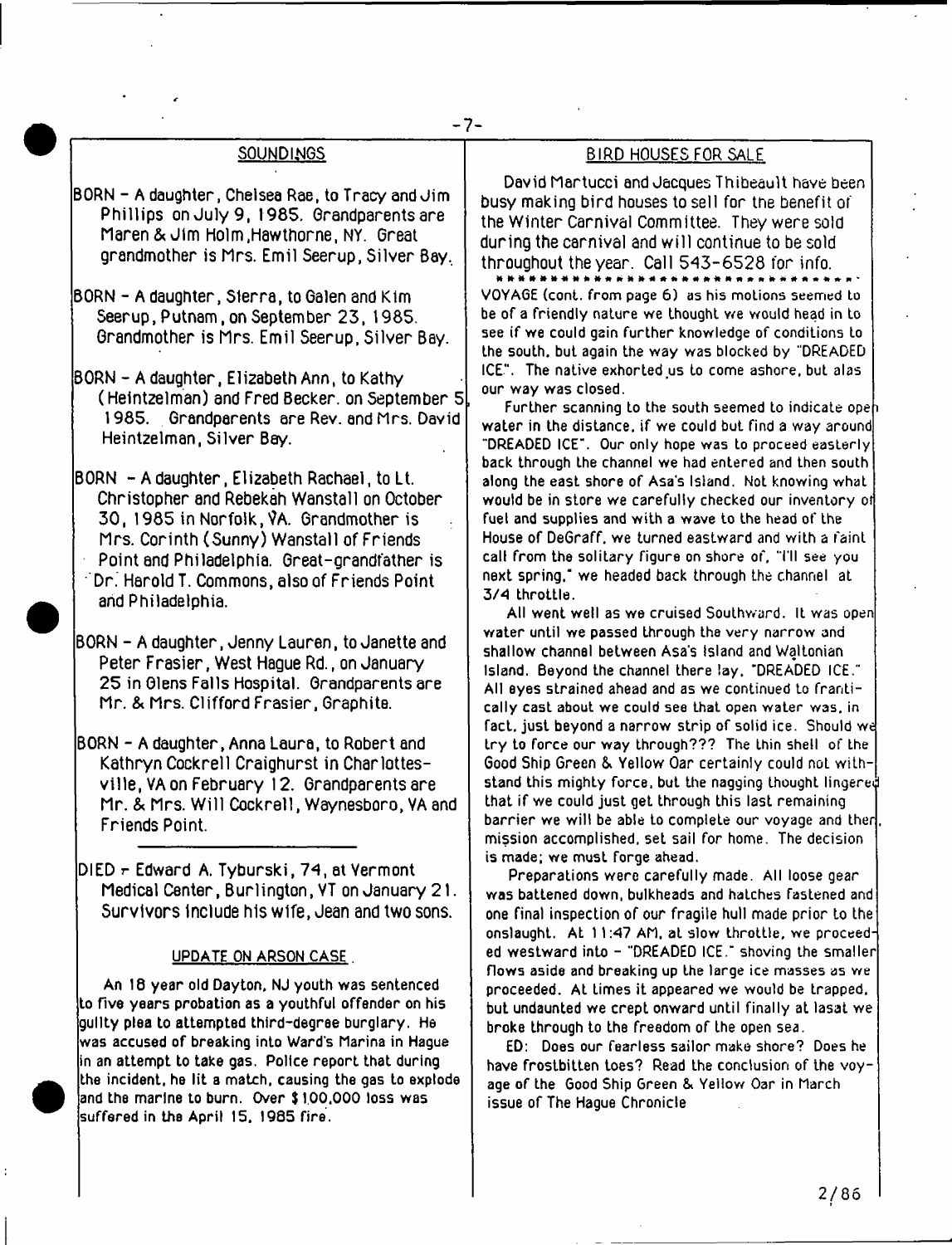## SOUNDINGS

BORN - A daughter, Chelsea Rae, to Tracy and Jim Phillips on July 9, 1985. Grandparents are Maren & Jim Holm, Hawthorne, NY. Great grandmother is Mrs. Emil Seerup, Silver Bay.

BORN - A daughter, Sierra, to Galen and Kim Seerup, Putnam, on September 23, 1985. Grandmother is Mrs. Emil Seerup, Silver Bay.

BORN - A daughter, Elizabeth Ann, to Kathy (Heintzelman) and Fred Becker, on September 5, 1985. Grandparents are Rev. and Mrs. David Heintzelman, Silver Bay.

BORN - A daughter, Elizabeth Rachael, to Lt. Christopher and Rebekah Wanstall on October 30, 1985 in Norfolk, VA. Grandmother is Mrs. Corinth (Sunny) Wanstall of Friends Point and Philadelphia. Great-grandfather is Dr. Harold T. Commons, also of Friends Point and Philadelphia.

BORN - A daughter, Jenny Lauren, to Janette and Peter Frasier, West Hague Rd., on January 25 in Glens Falls Hospital. Grandparents are Mr. & Mrs. Clifford Frasier, Graphite.

BORN - A daughter, Anna Laura, to Robert and Kathryn Cockrell Craighurst in Charlottesville, VA on February 12. Grandparents are Mr. & Mrs. Will Cockrell, Waynesboro, VA and Friends Point.

---

DIED - Edward A. Tyburski, 74, at Vermont Medical Center, Burlington, VT on January 21. Survivors include his wife, Jean and two sons.

### UPDATE ON ARSON CASE

An 18 year old Dayton, NJ youth was sentenced to five years probation as a youthful offender on his guilty plea to attempted third-degree burglary. He was accused of breaking into Ward's Marina in Hague in an attempt to take gas. Police report that during the incident, he lit a match, causing the gas to explode and the marine to burn. Over $100,000 loss was suffered in the April 15, 1985 fire.

## BIRD HOUSES FOR SALE

David Martucci and Jacques Thibeault have been busy making bird houses to sell for the benefit of the Winter Carnival Committee. They were sold during the carnival and will continue to be sold throughout the year. Call 543-6528 for info.

* * * * * * * * * * * * * * * * * * * * * * * * * * * * * * * *

VOYAGE (cont. from page 6) as his motions seemed to be of a friendly nature we thought we would head in to see if we could gain further knowledge of conditions to the south, but again the way was blocked by "DREADED ICE". The native exhorted us to come ashore, but alas our way was closed.

Further scanning to the south seemed to indicate open water in the distance, if we could but find a way around "DREADED ICE". Our only hope was to proceed easterly back through the channel we had entered and then south along the east shore of Asa's Island. Not knowing what would be in store we carefully checked our inventory of fuel and supplies and with a wave to the head of the House of DeGraff, we turned eastward and with a faint call from the solitary figure on shore of, "I'll see you next spring," we headed back through the channel at 3/4 throttle.

All went well as we cruised Southward. It was open water until we passed through the very narrow and shallow channel between Asa's Island and Waltonian Island. Beyond the channel there lay, "DREADED ICE." All eyes strained ahead and as we continued to frantically cast about we could see that open water was, in fact, just beyond a narrow strip of solid ice. Should we try to force our way through??? The thin shell of the Good Ship Green & Yellow Oar certainly could not withstand this mighty force, but the nagging thought lingered that if we could just get through this last remaining barrier we will be able to complete our voyage and then, mission accomplished, set sail for home. The decision is made; we must forge ahead.

Preparations were carefully made. All loose gear was battened down, bulkheads and hatches fastened and one final inspection of our fragile hull made prior to the onslaught. At 11:47 AM, at slow throttle, we proceeded westward into - "DREADED ICE." shoving the smaller flows aside and breaking up the large ice masses as we proceeded. At times it appeared we would be trapped, but undaunted we crept onward until finally at lasat we broke through to the freedom of the open sea.

ED: Does our fearless sailor make shore? Does he have frostbitten toes? Read the conclusion of the voyage of the Good Ship Green & Yellow Oar in March issue of The Hague Chronicle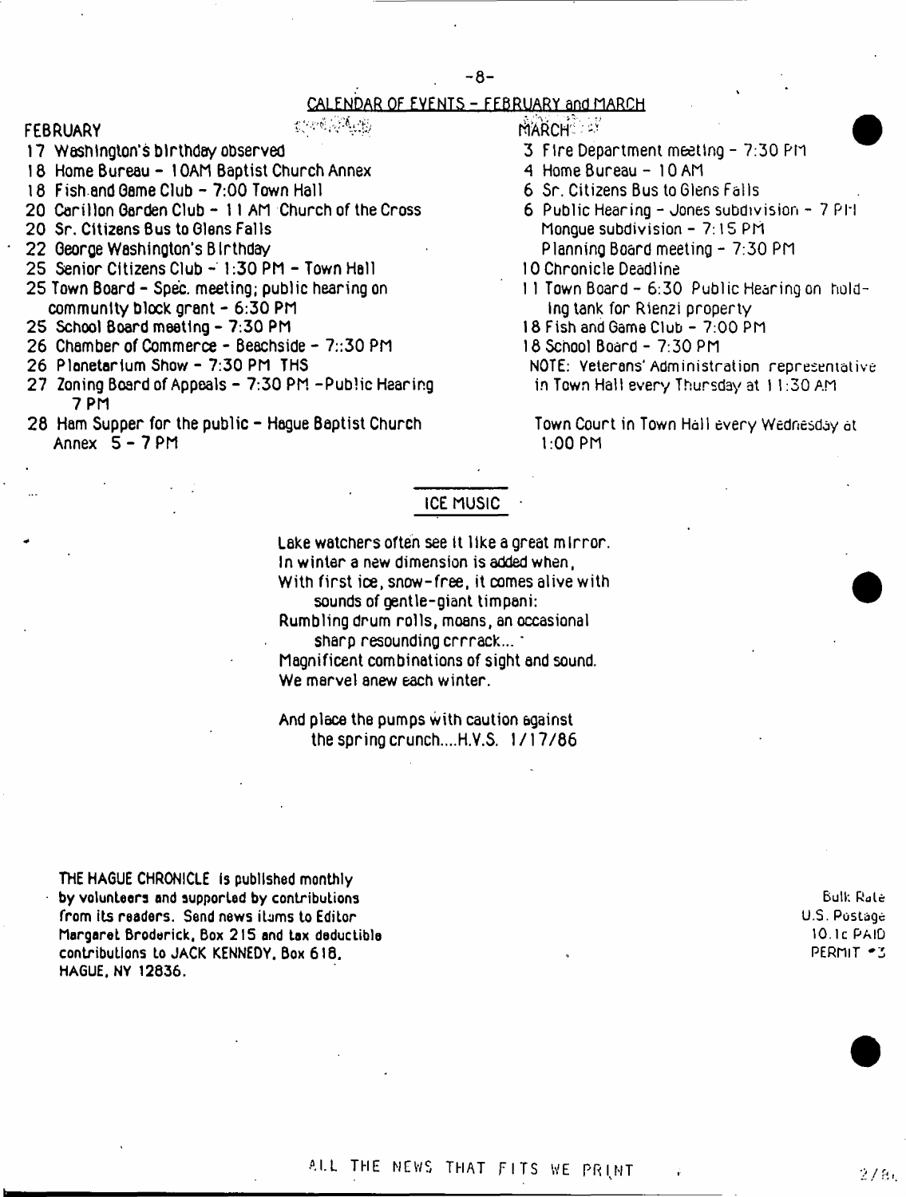## CALENDAR OF EVENTS - FEBRUARY and MARCH

**FEBRUARY**

- 17 Washington's birthday observed
- 18 Home Bureau - 10AM Baptist Church Annex
- 18 Fish and Game Club - 7:00 Town Hall
- 20 Carillon Garden Club - 11 AM Church of the Cross
- 20 Sr. Citizens Bus to Glens Falls
- 22 George Washington's Birthday
- 25 Senior Citizens Club - 1:30 PM - Town Hall
- 25 Town Board - Spec. meeting; public hearing on community block grant - 6:30 PM
- 25 School Board meeting - 7:30 PM
- 26 Chamber of Commerce - Beachside - 7::30 PM
- 26 Planetarium Show - 7:30 PM THS
- 27 Zoning Board of Appeals - 7:30 PM - Public Hearing 7 PM
- 28 Ham Supper for the public - Hague Baptist Church Annex 5 - 7 PM

**MARCH**

- 3 Fire Department meeting - 7:30 PM
- 4 Home Bureau - 10 AM
- 6 Sr. Citizens Bus to Glens Falls
- 6 Public Hearing - Jones subdivision - 7 PM
  Mongue subdivision - 7:15 PM
  Planning Board meeting - 7:30 PM
- 10 Chronicle Deadline
- 11 Town Board - 6:30 Public Hearing on holding tank for Rienzi property
- 18 Fish and Game Club - 7:00 PM
- 18 School Board - 7:30 PM

NOTE: Veterans' Administration representative in Town Hall every Thursday at 11:30 AM

Town Court in Town Hall every Wednesday at 1:00 PM

## ICE MUSIC

Lake watchers often see it like a great mirror.
In winter a new dimension is added when,
With first ice, snow-free, it comes alive with
sounds of gentle-giant timpani:
Rumbling drum rolls, moans, an occasional
sharp resounding crrrack...
Magnificent combinations of sight and sound.
We marvel anew each winter.

And place the pumps with caution against
the spring crunch....H.V.S. 1/17/86

**THE HAGUE CHRONICLE is published monthly by volunteers and supported by contributions from its readers. Send news items to Editor Margaret Broderick, Box 215 and tax deductible contributions to JACK KENNEDY, Box 618, HAGUE, NY 12836.**

Bulk Rate
U.S. Postage
10.1c PAID
PERMIT #3

ALL THE NEWS THAT FITS WE PRINT